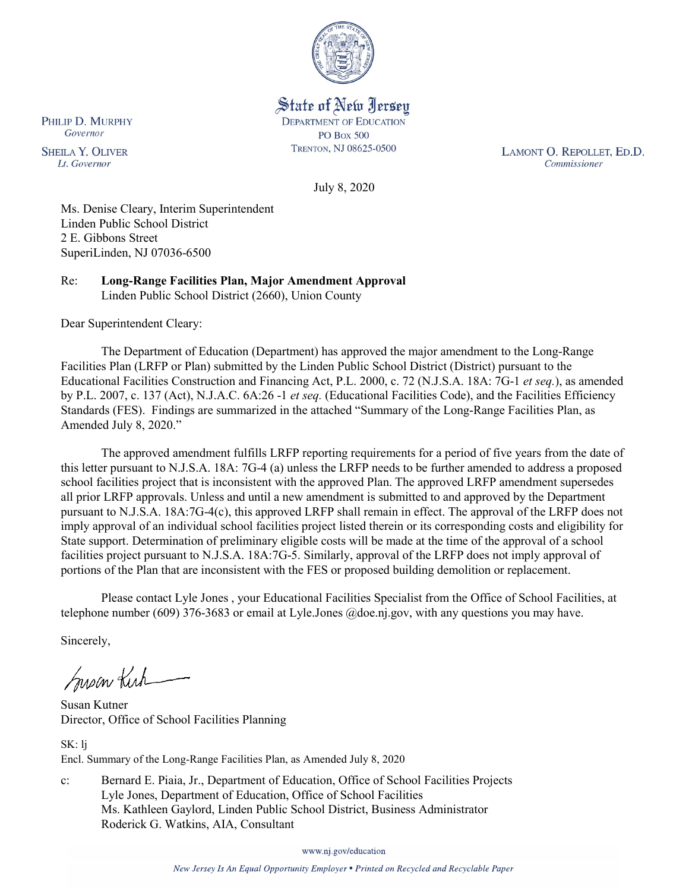State of New Jersey
DEPARTMENT OF EDUCATION
PO BOX 500
TRENTON, NJ 08625-0500

PHILIP D. MURPHY
*Governor*

SHEILA Y. OLIVER
*Lt. Governor*

LAMONT O. REPOLLET, ED.D.
*Commissioner*

July 8, 2020

Ms. Denise Cleary, Interim Superintendent
Linden Public School District
2 E. Gibbons Street
SuperiLinden, NJ 07036-6500

Re: **Long-Range Facilities Plan, Major Amendment Approval**
Linden Public School District (2660), Union County

Dear Superintendent Cleary:

The Department of Education (Department) has approved the major amendment to the Long-Range Facilities Plan (LRFP or Plan) submitted by the Linden Public School District (District) pursuant to the Educational Facilities Construction and Financing Act, P.L. 2000, c. 72 (N.J.S.A. 18A: 7G-1 *et seq.*), as amended by P.L. 2007, c. 137 (Act), N.J.A.C. 6A:26 -1 *et seq.* (Educational Facilities Code), and the Facilities Efficiency Standards (FES). Findings are summarized in the attached "Summary of the Long-Range Facilities Plan, as Amended July 8, 2020."

The approved amendment fulfills LRFP reporting requirements for a period of five years from the date of this letter pursuant to N.J.S.A. 18A: 7G-4 (a) unless the LRFP needs to be further amended to address a proposed school facilities project that is inconsistent with the approved Plan. The approved LRFP amendment supersedes all prior LRFP approvals. Unless and until a new amendment is submitted to and approved by the Department pursuant to N.J.S.A. 18A:7G-4(c), this approved LRFP shall remain in effect. The approval of the LRFP does not imply approval of an individual school facilities project listed therein or its corresponding costs and eligibility for State support. Determination of preliminary eligible costs will be made at the time of the approval of a school facilities project pursuant to N.J.S.A. 18A:7G-5. Similarly, approval of the LRFP does not imply approval of portions of the Plan that are inconsistent with the FES or proposed building demolition or replacement.

Please contact Lyle Jones , your Educational Facilities Specialist from the Office of School Facilities, at telephone number (609) 376-3683 or email at Lyle.Jones @doe.nj.gov, with any questions you may have.

Sincerely,

Susan Kutner
Director, Office of School Facilities Planning

SK: lj
Encl. Summary of the Long-Range Facilities Plan, as Amended July 8, 2020

c: Bernard E. Piaia, Jr., Department of Education, Office of School Facilities Projects
Lyle Jones, Department of Education, Office of School Facilities
Ms. Kathleen Gaylord, Linden Public School District, Business Administrator
Roderick G. Watkins, AIA, Consultant

www.nj.gov/education

*New Jersey Is An Equal Opportunity Employer • Printed on Recycled and Recyclable Paper*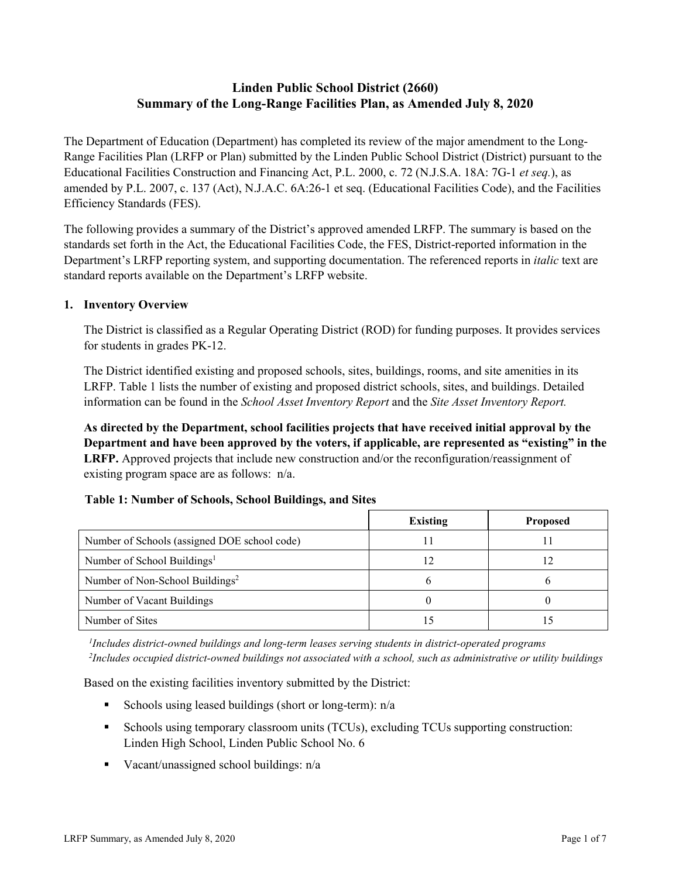# Linden Public School District (2660)
# Summary of the Long-Range Facilities Plan, as Amended July 8, 2020

The Department of Education (Department) has completed its review of the major amendment to the Long-Range Facilities Plan (LRFP or Plan) submitted by the Linden Public School District (District) pursuant to the Educational Facilities Construction and Financing Act, P.L. 2000, c. 72 (N.J.S.A. 18A: 7G-1 *et seq.*), as amended by P.L. 2007, c. 137 (Act), N.J.A.C. 6A:26-1 et seq. (Educational Facilities Code), and the Facilities Efficiency Standards (FES).

The following provides a summary of the District's approved amended LRFP. The summary is based on the standards set forth in the Act, the Educational Facilities Code, the FES, District-reported information in the Department's LRFP reporting system, and supporting documentation. The referenced reports in *italic* text are standard reports available on the Department's LRFP website.

## 1. Inventory Overview

The District is classified as a Regular Operating District (ROD) for funding purposes. It provides services for students in grades PK-12.

The District identified existing and proposed schools, sites, buildings, rooms, and site amenities in its LRFP. Table 1 lists the number of existing and proposed district schools, sites, and buildings. Detailed information can be found in the *School Asset Inventory Report* and the *Site Asset Inventory Report.*

**As directed by the Department, school facilities projects that have received initial approval by the Department and have been approved by the voters, if applicable, are represented as "existing" in the LRFP.** Approved projects that include new construction and/or the reconfiguration/reassignment of existing program space are as follows: n/a.

**Table 1: Number of Schools, School Buildings, and Sites**

| | Existing | Proposed |
|---|---|---|
| Number of Schools (assigned DOE school code) | 11 | 11 |
| Number of School Buildings[1] | 12 | 12 |
| Number of Non-School Buildings[2] | 6 | 6 |
| Number of Vacant Buildings | 0 | 0 |
| Number of Sites | 15 | 15 |

*[1]Includes district-owned buildings and long-term leases serving students in district-operated programs*
*[2]Includes occupied district-owned buildings not associated with a school, such as administrative or utility buildings*

Based on the existing facilities inventory submitted by the District:

- Schools using leased buildings (short or long-term): n/a
- Schools using temporary classroom units (TCUs), excluding TCUs supporting construction: Linden High School, Linden Public School No. 6
- Vacant/unassigned school buildings: n/a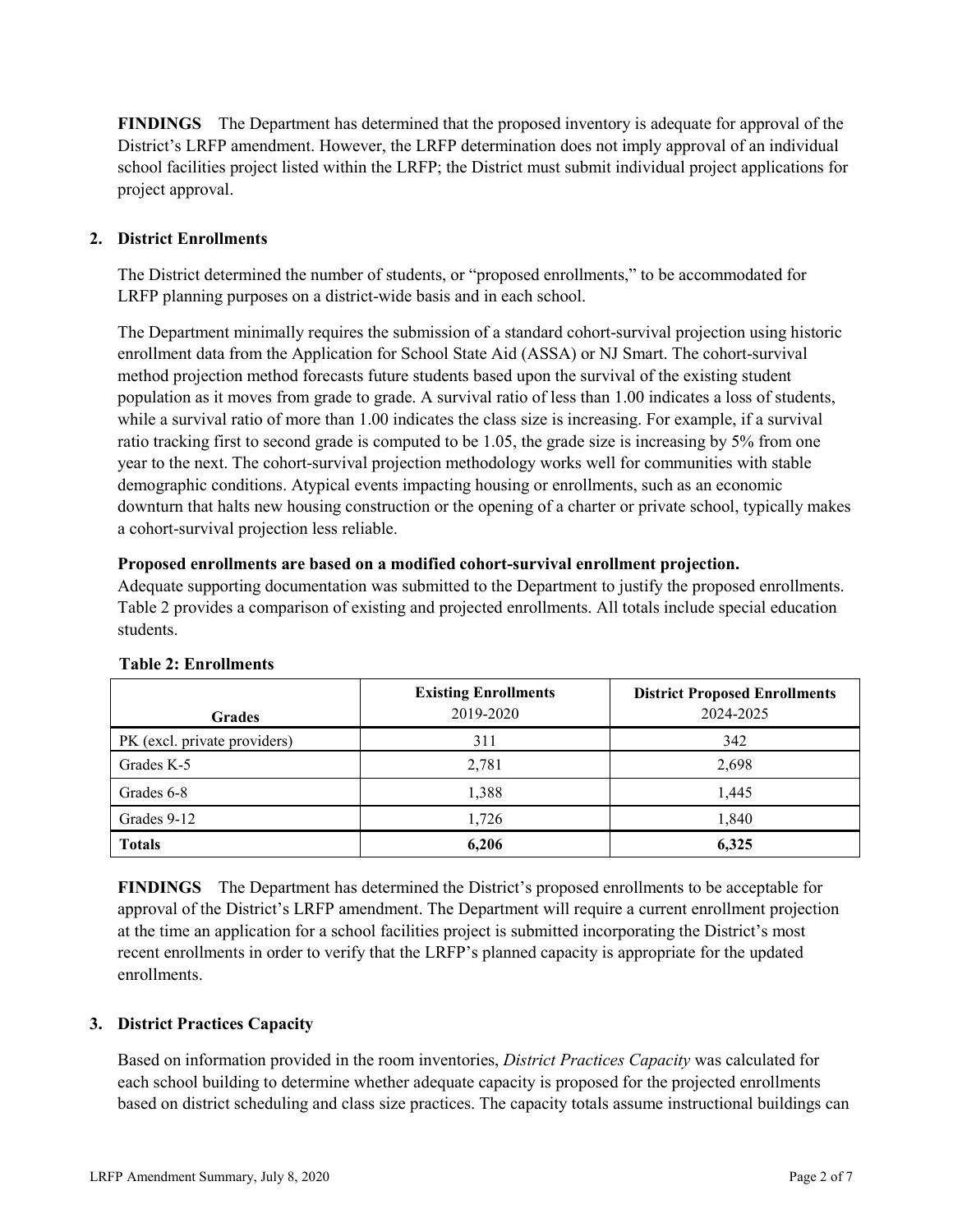**FINDINGS** The Department has determined that the proposed inventory is adequate for approval of the District's LRFP amendment. However, the LRFP determination does not imply approval of an individual school facilities project listed within the LRFP; the District must submit individual project applications for project approval.

## 2. District Enrollments

The District determined the number of students, or "proposed enrollments," to be accommodated for LRFP planning purposes on a district-wide basis and in each school.

The Department minimally requires the submission of a standard cohort-survival projection using historic enrollment data from the Application for School State Aid (ASSA) or NJ Smart. The cohort-survival method projection method forecasts future students based upon the survival of the existing student population as it moves from grade to grade. A survival ratio of less than 1.00 indicates a loss of students, while a survival ratio of more than 1.00 indicates the class size is increasing. For example, if a survival ratio tracking first to second grade is computed to be 1.05, the grade size is increasing by 5% from one year to the next. The cohort-survival projection methodology works well for communities with stable demographic conditions. Atypical events impacting housing or enrollments, such as an economic downturn that halts new housing construction or the opening of a charter or private school, typically makes a cohort-survival projection less reliable.

**Proposed enrollments are based on a modified cohort-survival enrollment projection.**
Adequate supporting documentation was submitted to the Department to justify the proposed enrollments. Table 2 provides a comparison of existing and projected enrollments. All totals include special education students.

**Table 2: Enrollments**

| Grades | Existing Enrollments 2019-2020 | District Proposed Enrollments 2024-2025 |
|---|---|---|
| PK (excl. private providers) | 311 | 342 |
| Grades K-5 | 2,781 | 2,698 |
| Grades 6-8 | 1,388 | 1,445 |
| Grades 9-12 | 1,726 | 1,840 |
| **Totals** | **6,206** | **6,325** |

**FINDINGS** The Department has determined the District's proposed enrollments to be acceptable for approval of the District's LRFP amendment. The Department will require a current enrollment projection at the time an application for a school facilities project is submitted incorporating the District's most recent enrollments in order to verify that the LRFP's planned capacity is appropriate for the updated enrollments.

## 3. District Practices Capacity

Based on information provided in the room inventories, *District Practices Capacity* was calculated for each school building to determine whether adequate capacity is proposed for the projected enrollments based on district scheduling and class size practices. The capacity totals assume instructional buildings can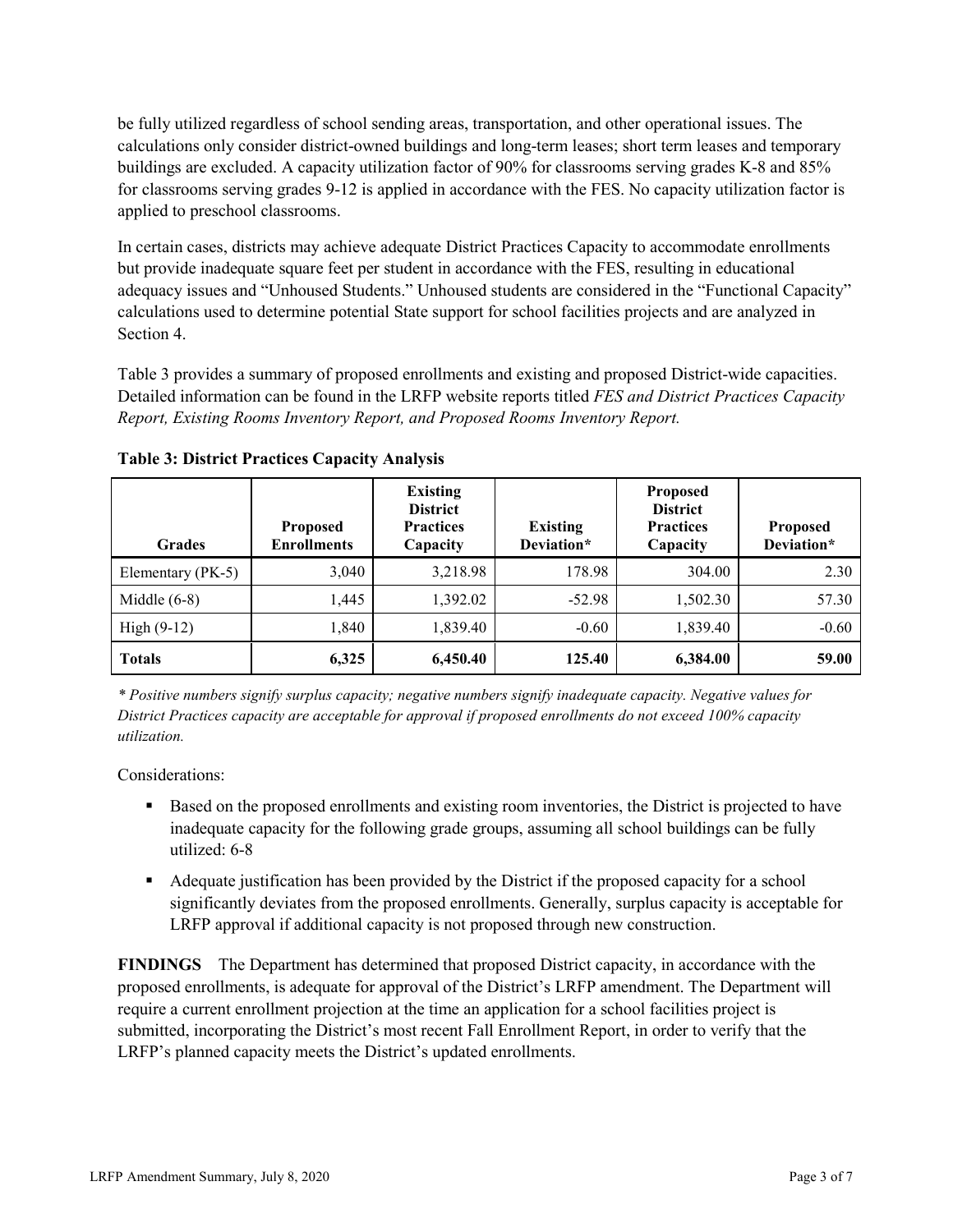be fully utilized regardless of school sending areas, transportation, and other operational issues. The calculations only consider district-owned buildings and long-term leases; short term leases and temporary buildings are excluded. A capacity utilization factor of 90% for classrooms serving grades K-8 and 85% for classrooms serving grades 9-12 is applied in accordance with the FES. No capacity utilization factor is applied to preschool classrooms.

In certain cases, districts may achieve adequate District Practices Capacity to accommodate enrollments but provide inadequate square feet per student in accordance with the FES, resulting in educational adequacy issues and "Unhoused Students." Unhoused students are considered in the "Functional Capacity" calculations used to determine potential State support for school facilities projects and are analyzed in Section 4.

Table 3 provides a summary of proposed enrollments and existing and proposed District-wide capacities. Detailed information can be found in the LRFP website reports titled *FES and District Practices Capacity Report, Existing Rooms Inventory Report, and Proposed Rooms Inventory Report.*

**Table 3: District Practices Capacity Analysis**

| Grades | Proposed Enrollments | Existing District Practices Capacity | Existing Deviation* | Proposed District Practices Capacity | Proposed Deviation* |
|---|---|---|---|---|---|
| Elementary (PK-5) | 3,040 | 3,218.98 | 178.98 | 304.00 | 2.30 |
| Middle (6-8) | 1,445 | 1,392.02 | -52.98 | 1,502.30 | 57.30 |
| High (9-12) | 1,840 | 1,839.40 | -0.60 | 1,839.40 | -0.60 |
| **Totals** | **6,325** | **6,450.40** | **125.40** | **6,384.00** | **59.00** |

*\* Positive numbers signify surplus capacity; negative numbers signify inadequate capacity. Negative values for District Practices capacity are acceptable for approval if proposed enrollments do not exceed 100% capacity utilization.*

Considerations:

- Based on the proposed enrollments and existing room inventories, the District is projected to have inadequate capacity for the following grade groups, assuming all school buildings can be fully utilized: 6-8
- Adequate justification has been provided by the District if the proposed capacity for a school significantly deviates from the proposed enrollments. Generally, surplus capacity is acceptable for LRFP approval if additional capacity is not proposed through new construction.

**FINDINGS** The Department has determined that proposed District capacity, in accordance with the proposed enrollments, is adequate for approval of the District's LRFP amendment. The Department will require a current enrollment projection at the time an application for a school facilities project is submitted, incorporating the District's most recent Fall Enrollment Report, in order to verify that the LRFP's planned capacity meets the District's updated enrollments.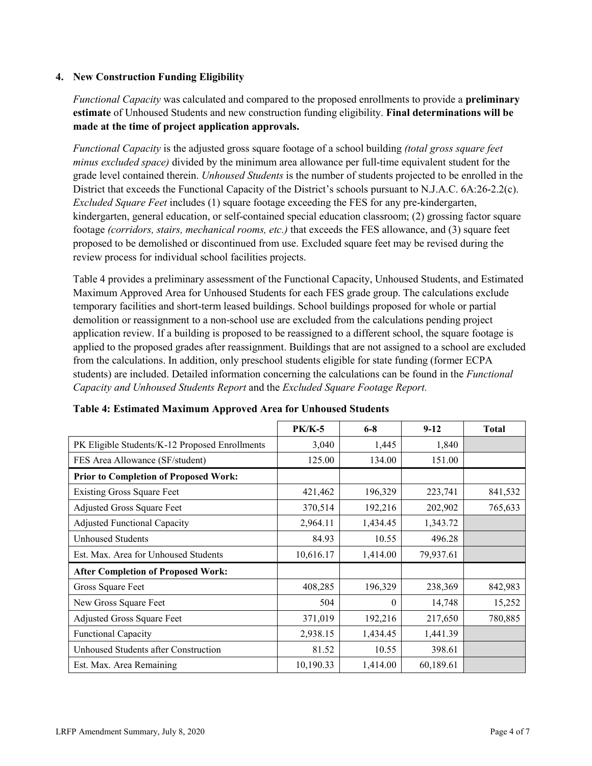## 4. New Construction Funding Eligibility

*Functional Capacity* was calculated and compared to the proposed enrollments to provide a **preliminary estimate** of Unhoused Students and new construction funding eligibility. **Final determinations will be made at the time of project application approvals.**

*Functional Capacity* is the adjusted gross square footage of a school building *(total gross square feet minus excluded space)* divided by the minimum area allowance per full-time equivalent student for the grade level contained therein. *Unhoused Students* is the number of students projected to be enrolled in the District that exceeds the Functional Capacity of the District's schools pursuant to N.J.A.C. 6A:26-2.2(c). *Excluded Square Feet* includes (1) square footage exceeding the FES for any pre-kindergarten, kindergarten, general education, or self-contained special education classroom; (2) grossing factor square footage *(corridors, stairs, mechanical rooms, etc.)* that exceeds the FES allowance, and (3) square feet proposed to be demolished or discontinued from use. Excluded square feet may be revised during the review process for individual school facilities projects.

Table 4 provides a preliminary assessment of the Functional Capacity, Unhoused Students, and Estimated Maximum Approved Area for Unhoused Students for each FES grade group. The calculations exclude temporary facilities and short-term leased buildings. School buildings proposed for whole or partial demolition or reassignment to a non-school use are excluded from the calculations pending project application review. If a building is proposed to be reassigned to a different school, the square footage is applied to the proposed grades after reassignment. Buildings that are not assigned to a school are excluded from the calculations. In addition, only preschool students eligible for state funding (former ECPA students) are included. Detailed information concerning the calculations can be found in the *Functional Capacity and Unhoused Students Report* and the *Excluded Square Footage Report.*

**Table 4: Estimated Maximum Approved Area for Unhoused Students**

| | PK/K-5 | 6-8 | 9-12 | Total |
|---|---|---|---|---|
| PK Eligible Students/K-12 Proposed Enrollments | 3,040 | 1,445 | 1,840 | |
| FES Area Allowance (SF/student) | 125.00 | 134.00 | 151.00 | |
| **Prior to Completion of Proposed Work:** | | | | |
| Existing Gross Square Feet | 421,462 | 196,329 | 223,741 | 841,532 |
| Adjusted Gross Square Feet | 370,514 | 192,216 | 202,902 | 765,633 |
| Adjusted Functional Capacity | 2,964.11 | 1,434.45 | 1,343.72 | |
| Unhoused Students | 84.93 | 10.55 | 496.28 | |
| Est. Max. Area for Unhoused Students | 10,616.17 | 1,414.00 | 79,937.61 | |
| **After Completion of Proposed Work:** | | | | |
| Gross Square Feet | 408,285 | 196,329 | 238,369 | 842,983 |
| New Gross Square Feet | 504 | 0 | 14,748 | 15,252 |
| Adjusted Gross Square Feet | 371,019 | 192,216 | 217,650 | 780,885 |
| Functional Capacity | 2,938.15 | 1,434.45 | 1,441.39 | |
| Unhoused Students after Construction | 81.52 | 10.55 | 398.61 | |
| Est. Max. Area Remaining | 10,190.33 | 1,414.00 | 60,189.61 | |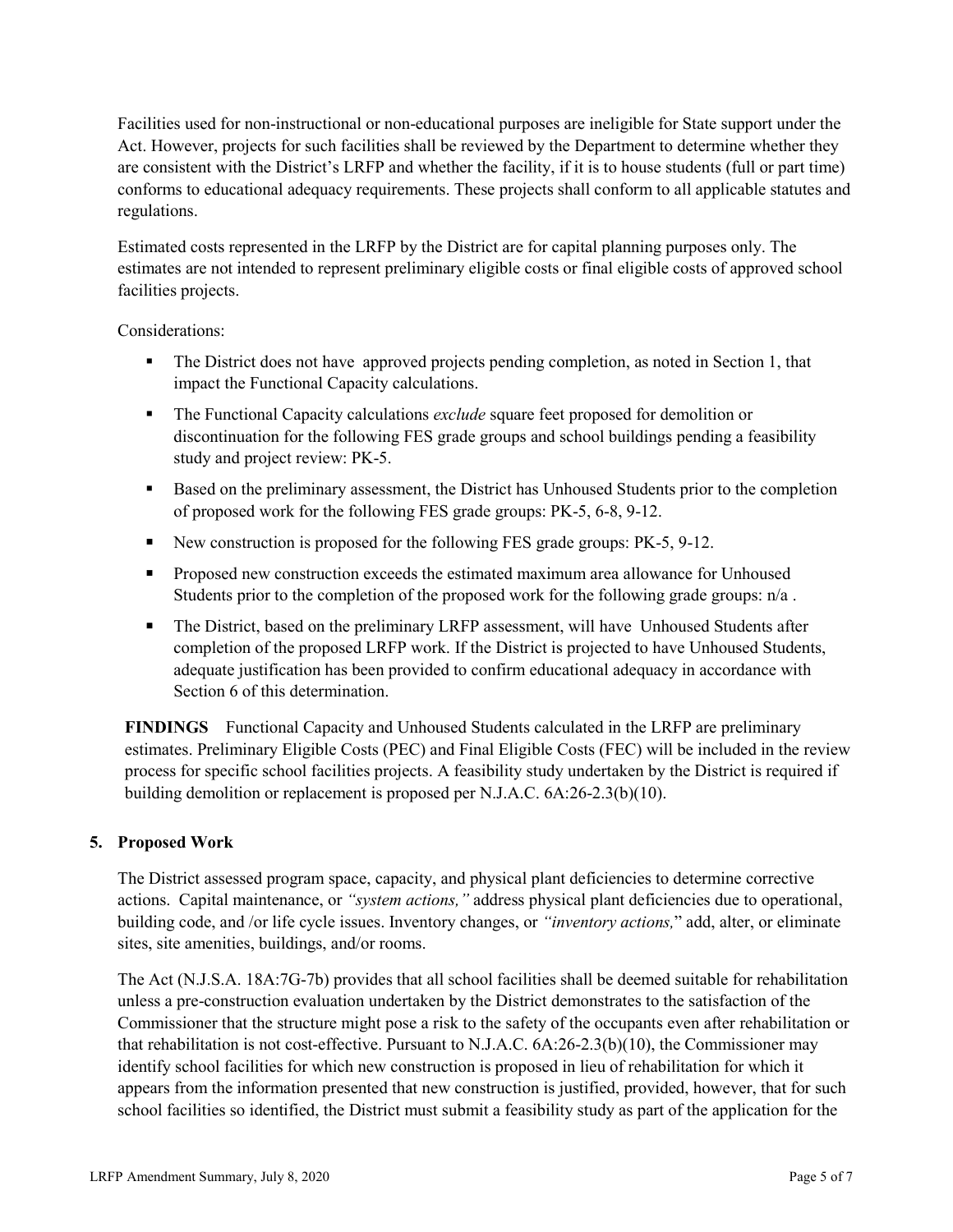Facilities used for non-instructional or non-educational purposes are ineligible for State support under the Act. However, projects for such facilities shall be reviewed by the Department to determine whether they are consistent with the District's LRFP and whether the facility, if it is to house students (full or part time) conforms to educational adequacy requirements. These projects shall conform to all applicable statutes and regulations.

Estimated costs represented in the LRFP by the District are for capital planning purposes only. The estimates are not intended to represent preliminary eligible costs or final eligible costs of approved school facilities projects.

Considerations:

- The District does not have approved projects pending completion, as noted in Section 1, that impact the Functional Capacity calculations.
- The Functional Capacity calculations *exclude* square feet proposed for demolition or discontinuation for the following FES grade groups and school buildings pending a feasibility study and project review: PK-5.
- Based on the preliminary assessment, the District has Unhoused Students prior to the completion of proposed work for the following FES grade groups: PK-5, 6-8, 9-12.
- New construction is proposed for the following FES grade groups: PK-5, 9-12.
- Proposed new construction exceeds the estimated maximum area allowance for Unhoused Students prior to the completion of the proposed work for the following grade groups: n/a .
- The District, based on the preliminary LRFP assessment, will have Unhoused Students after completion of the proposed LRFP work. If the District is projected to have Unhoused Students, adequate justification has been provided to confirm educational adequacy in accordance with Section 6 of this determination.

**FINDINGS** Functional Capacity and Unhoused Students calculated in the LRFP are preliminary estimates. Preliminary Eligible Costs (PEC) and Final Eligible Costs (FEC) will be included in the review process for specific school facilities projects. A feasibility study undertaken by the District is required if building demolition or replacement is proposed per N.J.A.C. 6A:26-2.3(b)(10).

## 5. Proposed Work

The District assessed program space, capacity, and physical plant deficiencies to determine corrective actions. Capital maintenance, or *"system actions,"* address physical plant deficiencies due to operational, building code, and /or life cycle issues. Inventory changes, or *"inventory actions,"* add, alter, or eliminate sites, site amenities, buildings, and/or rooms.

The Act (N.J.S.A. 18A:7G-7b) provides that all school facilities shall be deemed suitable for rehabilitation unless a pre-construction evaluation undertaken by the District demonstrates to the satisfaction of the Commissioner that the structure might pose a risk to the safety of the occupants even after rehabilitation or that rehabilitation is not cost-effective. Pursuant to N.J.A.C. 6A:26-2.3(b)(10), the Commissioner may identify school facilities for which new construction is proposed in lieu of rehabilitation for which it appears from the information presented that new construction is justified, provided, however, that for such school facilities so identified, the District must submit a feasibility study as part of the application for the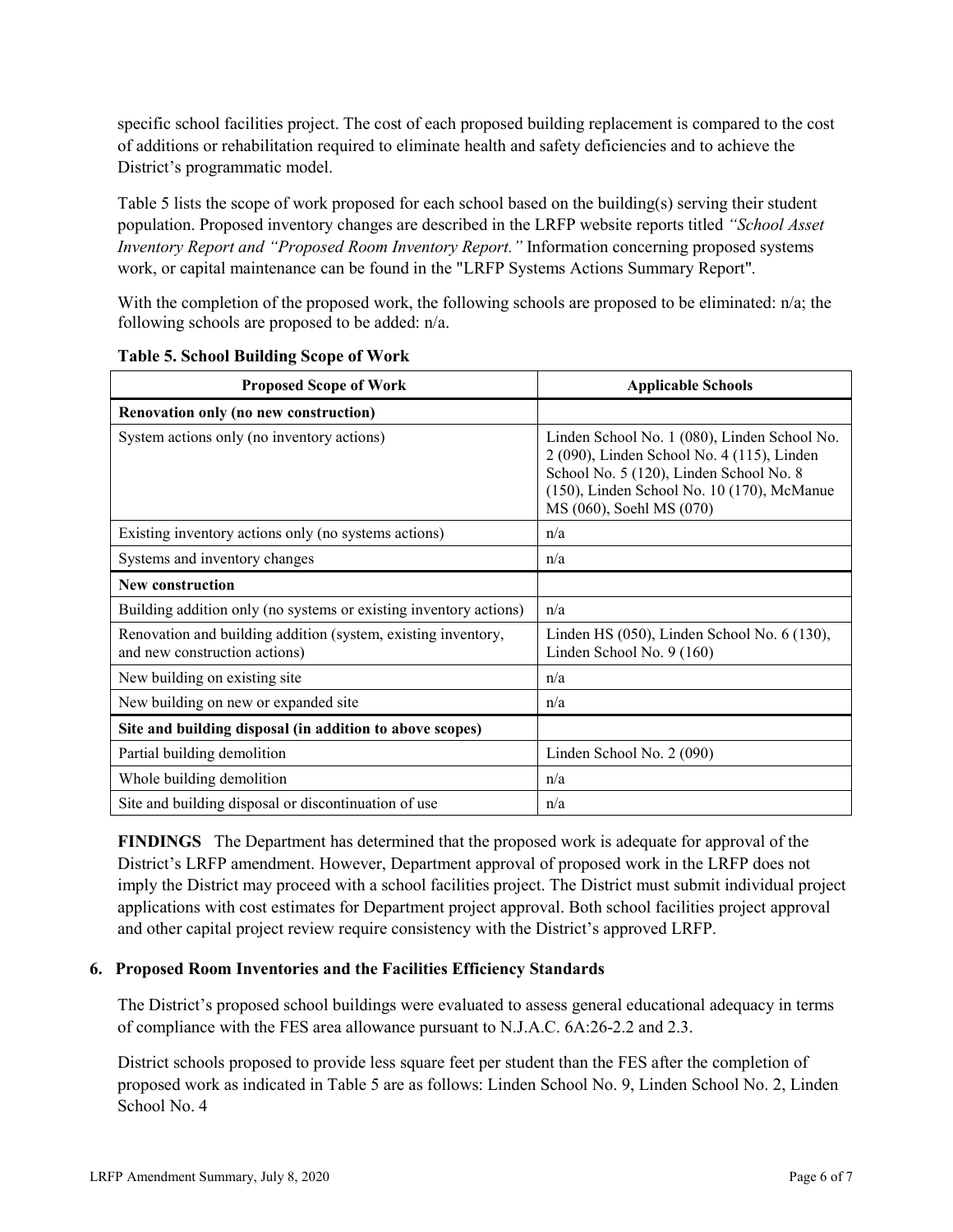specific school facilities project. The cost of each proposed building replacement is compared to the cost of additions or rehabilitation required to eliminate health and safety deficiencies and to achieve the District's programmatic model.

Table 5 lists the scope of work proposed for each school based on the building(s) serving their student population. Proposed inventory changes are described in the LRFP website reports titled *"School Asset Inventory Report and "Proposed Room Inventory Report."* Information concerning proposed systems work, or capital maintenance can be found in the "LRFP Systems Actions Summary Report".

With the completion of the proposed work, the following schools are proposed to be eliminated: n/a; the following schools are proposed to be added: n/a.

**Table 5. School Building Scope of Work**

| Proposed Scope of Work | Applicable Schools |
|---|---|
| **Renovation only (no new construction)** | |
| System actions only (no inventory actions) | Linden School No. 1 (080), Linden School No. 2 (090), Linden School No. 4 (115), Linden School No. 5 (120), Linden School No. 8 (150), Linden School No. 10 (170), McManue MS (060), Soehl MS (070) |
| Existing inventory actions only (no systems actions) | n/a |
| Systems and inventory changes | n/a |
| **New construction** | |
| Building addition only (no systems or existing inventory actions) | n/a |
| Renovation and building addition (system, existing inventory, and new construction actions) | Linden HS (050), Linden School No. 6 (130), Linden School No. 9 (160) |
| New building on existing site | n/a |
| New building on new or expanded site | n/a |
| **Site and building disposal (in addition to above scopes)** | |
| Partial building demolition | Linden School No. 2 (090) |
| Whole building demolition | n/a |
| Site and building disposal or discontinuation of use | n/a |

**FINDINGS** The Department has determined that the proposed work is adequate for approval of the District's LRFP amendment. However, Department approval of proposed work in the LRFP does not imply the District may proceed with a school facilities project. The District must submit individual project applications with cost estimates for Department project approval. Both school facilities project approval and other capital project review require consistency with the District's approved LRFP.

## 6. Proposed Room Inventories and the Facilities Efficiency Standards

The District's proposed school buildings were evaluated to assess general educational adequacy in terms of compliance with the FES area allowance pursuant to N.J.A.C. 6A:26-2.2 and 2.3.

District schools proposed to provide less square feet per student than the FES after the completion of proposed work as indicated in Table 5 are as follows: Linden School No. 9, Linden School No. 2, Linden School No. 4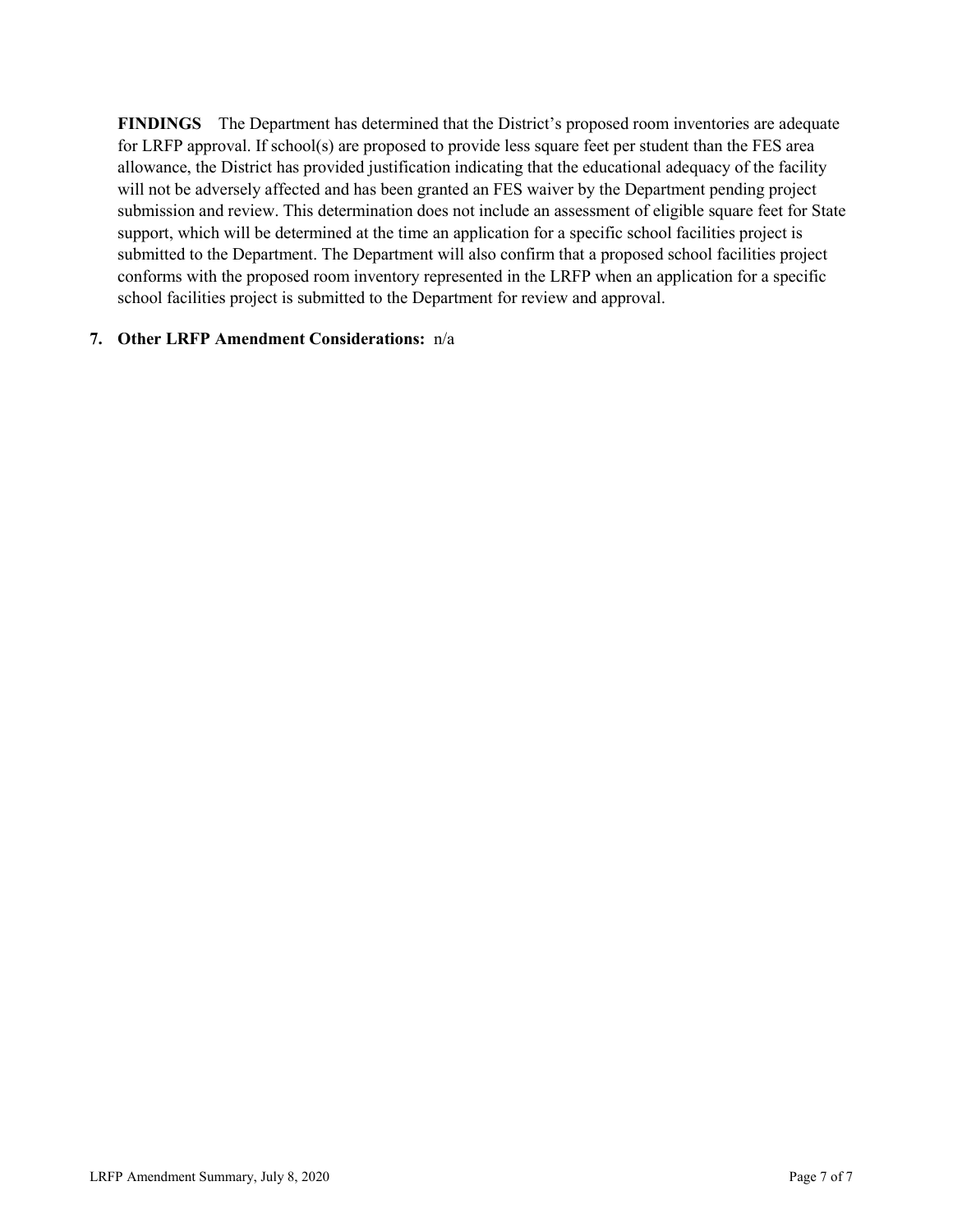**FINDINGS** The Department has determined that the District's proposed room inventories are adequate for LRFP approval. If school(s) are proposed to provide less square feet per student than the FES area allowance, the District has provided justification indicating that the educational adequacy of the facility will not be adversely affected and has been granted an FES waiver by the Department pending project submission and review. This determination does not include an assessment of eligible square feet for State support, which will be determined at the time an application for a specific school facilities project is submitted to the Department. The Department will also confirm that a proposed school facilities project conforms with the proposed room inventory represented in the LRFP when an application for a specific school facilities project is submitted to the Department for review and approval.

**7. Other LRFP Amendment Considerations:** n/a